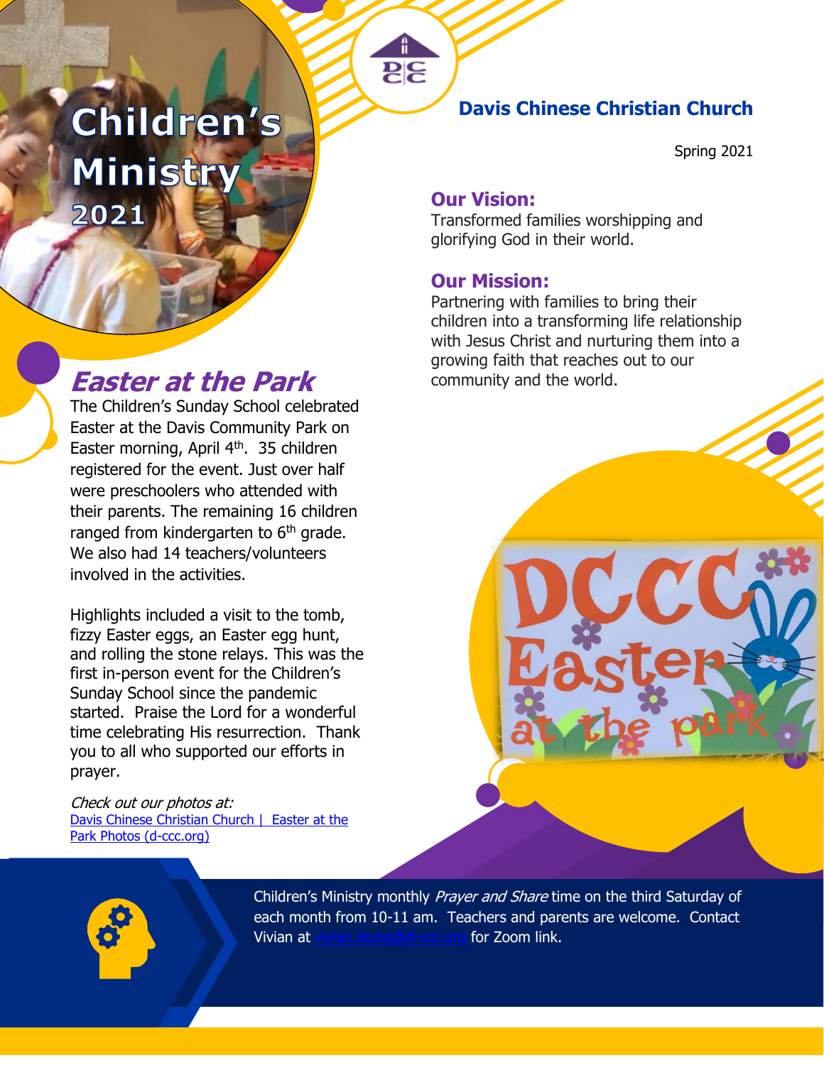# Children's Ministry 2021

**Davis Chinese Christian Church**

Spring 2021

## Our Vision:

Transformed families worshipping and glorifying God in their world.

## Our Mission:

Partnering with families to bring their children into a transforming life relationship with Jesus Christ and nurturing them into a growing faith that reaches out to our community and the world.

## *Easter at the Park*

The Children's Sunday School celebrated Easter at the Davis Community Park on Easter morning, April 4th. 35 children registered for the event. Just over half were preschoolers who attended with their parents. The remaining 16 children ranged from kindergarten to 6th grade. We also had 14 teachers/volunteers involved in the activities.

Highlights included a visit to the tomb, fizzy Easter eggs, an Easter egg hunt, and rolling the stone relays. This was the first in-person event for the Children's Sunday School since the pandemic started. Praise the Lord for a wonderful time celebrating His resurrection. Thank you to all who supported our efforts in prayer.

*Check out our photos at:*
[Davis Chinese Christian Church | Easter at the Park Photos (d-ccc.org)]

Children's Ministry monthly *Prayer and Share* time on the third Saturday of each month from 10-11 am. Teachers and parents are welcome. Contact Vivian at vivian.leung@d-ccc.org for Zoom link.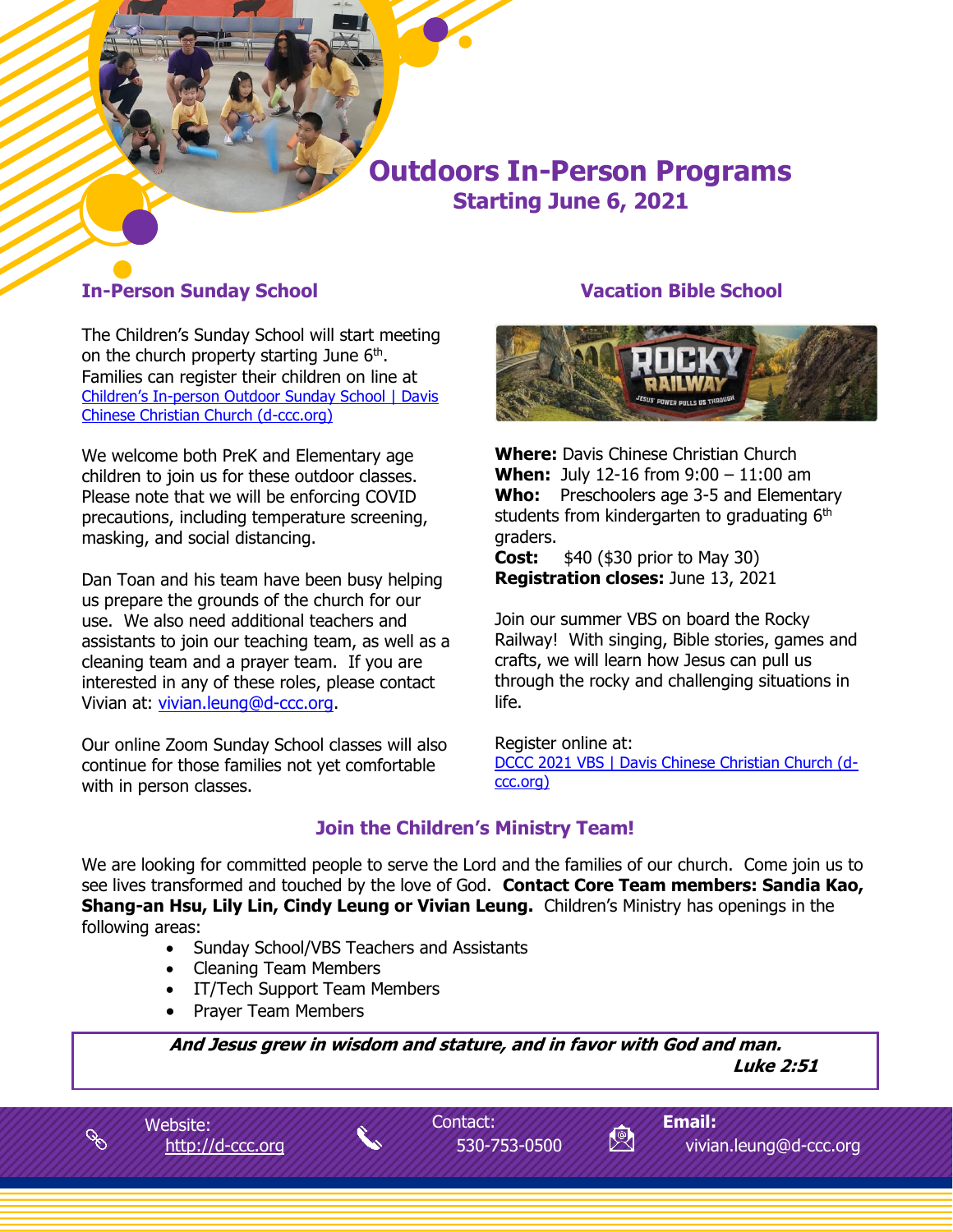# Outdoors In-Person Programs

## Starting June 6, 2021

### In-Person Sunday School

The Children's Sunday School will start meeting on the church property starting June 6th. Families can register their children on line at [Children's In-person Outdoor Sunday School | Davis Chinese Christian Church (d-ccc.org)]

We welcome both PreK and Elementary age children to join us for these outdoor classes. Please note that we will be enforcing COVID precautions, including temperature screening, masking, and social distancing.

Dan Toan and his team have been busy helping us prepare the grounds of the church for our use. We also need additional teachers and assistants to join our teaching team, as well as a cleaning team and a prayer team. If you are interested in any of these roles, please contact Vivian at: vivian.leung@d-ccc.org.

Our online Zoom Sunday School classes will also continue for those families not yet comfortable with in person classes.

### Vacation Bible School

ROCKY RAILWAY
JESUS' POWER PULLS US THROUGH

**Where:** Davis Chinese Christian Church
**When:** July 12-16 from 9:00 – 11:00 am
**Who:** Preschoolers age 3-5 and Elementary students from kindergarten to graduating 6th graders.
**Cost:** $40 ($30 prior to May 30)
**Registration closes:** June 13, 2021

Join our summer VBS on board the Rocky Railway! With singing, Bible stories, games and crafts, we will learn how Jesus can pull us through the rocky and challenging situations in life.

Register online at:
[DCCC 2021 VBS | Davis Chinese Christian Church (d-ccc.org)]

### Join the Children's Ministry Team!

We are looking for committed people to serve the Lord and the families of our church. Come join us to see lives transformed and touched by the love of God. **Contact Core Team members: Sandia Kao, Shang-an Hsu, Lily Lin, Cindy Leung or Vivian Leung.** Children's Ministry has openings in the following areas:

- Sunday School/VBS Teachers and Assistants
- Cleaning Team Members
- IT/Tech Support Team Members
- Prayer Team Members

***And Jesus grew in wisdom and stature, and in favor with God and man.***
***Luke 2:51***

Website: http://d-ccc.org
Contact: 530-753-0500
**Email:** vivian.leung@d-ccc.org